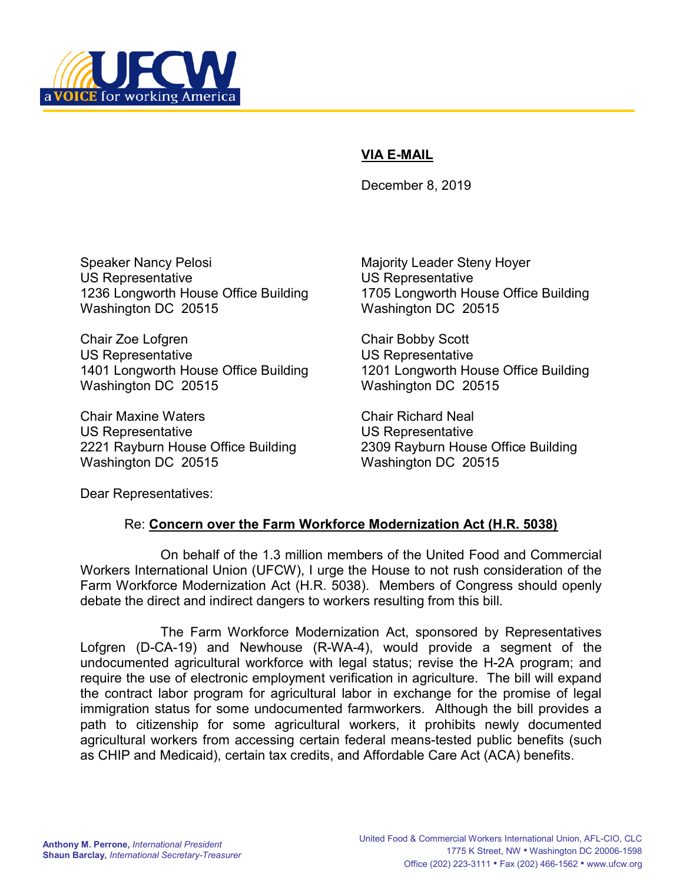UFCW
a VOICE for working America

**VIA E-MAIL**

December 8, 2019

Speaker Nancy Pelosi
US Representative
1236 Longworth House Office Building
Washington DC 20515

Majority Leader Steny Hoyer
US Representative
1705 Longworth House Office Building
Washington DC 20515

Chair Zoe Lofgren
US Representative
1401 Longworth House Office Building
Washington DC 20515

Chair Bobby Scott
US Representative
1201 Longworth House Office Building
Washington DC 20515

Chair Maxine Waters
US Representative
2221 Rayburn House Office Building
Washington DC 20515

Chair Richard Neal
US Representative
2309 Rayburn House Office Building
Washington DC 20515

Dear Representatives:

Re: **Concern over the Farm Workforce Modernization Act (H.R. 5038)**

On behalf of the 1.3 million members of the United Food and Commercial Workers International Union (UFCW), I urge the House to not rush consideration of the Farm Workforce Modernization Act (H.R. 5038). Members of Congress should openly debate the direct and indirect dangers to workers resulting from this bill.

The Farm Workforce Modernization Act, sponsored by Representatives Lofgren (D-CA-19) and Newhouse (R-WA-4), would provide a segment of the undocumented agricultural workforce with legal status; revise the H-2A program; and require the use of electronic employment verification in agriculture. The bill will expand the contract labor program for agricultural labor in exchange for the promise of legal immigration status for some undocumented farmworkers. Although the bill provides a path to citizenship for some agricultural workers, it prohibits newly documented agricultural workers from accessing certain federal means-tested public benefits (such as CHIP and Medicaid), certain tax credits, and Affordable Care Act (ACA) benefits.

**Anthony M. Perrone,** *International President*
**Shaun Barclay,** *International Secretary-Treasurer*

United Food & Commercial Workers International Union, AFL-CIO, CLC
1775 K Street, NW • Washington DC 20006-1598
Office (202) 223-3111 • Fax (202) 466-1562 • www.ufcw.org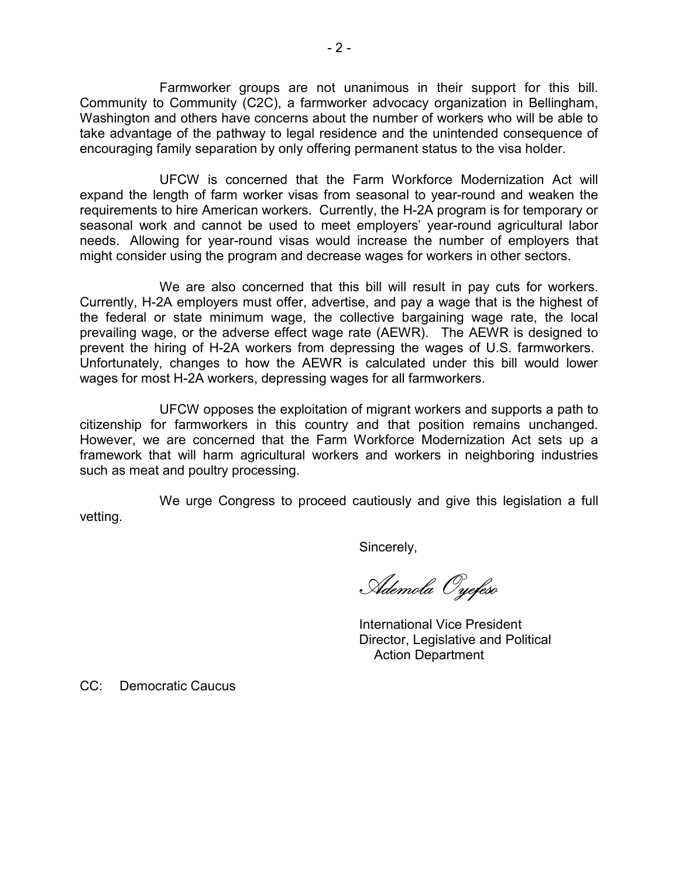Farmworker groups are not unanimous in their support for this bill. Community to Community (C2C), a farmworker advocacy organization in Bellingham, Washington and others have concerns about the number of workers who will be able to take advantage of the pathway to legal residence and the unintended consequence of encouraging family separation by only offering permanent status to the visa holder.

UFCW is concerned that the Farm Workforce Modernization Act will expand the length of farm worker visas from seasonal to year-round and weaken the requirements to hire American workers. Currently, the H-2A program is for temporary or seasonal work and cannot be used to meet employers' year-round agricultural labor needs. Allowing for year-round visas would increase the number of employers that might consider using the program and decrease wages for workers in other sectors.

We are also concerned that this bill will result in pay cuts for workers. Currently, H-2A employers must offer, advertise, and pay a wage that is the highest of the federal or state minimum wage, the collective bargaining wage rate, the local prevailing wage, or the adverse effect wage rate (AEWR). The AEWR is designed to prevent the hiring of H-2A workers from depressing the wages of U.S. farmworkers. Unfortunately, changes to how the AEWR is calculated under this bill would lower wages for most H-2A workers, depressing wages for all farmworkers.

UFCW opposes the exploitation of migrant workers and supports a path to citizenship for farmworkers in this country and that position remains unchanged. However, we are concerned that the Farm Workforce Modernization Act sets up a framework that will harm agricultural workers and workers in neighboring industries such as meat and poultry processing.

We urge Congress to proceed cautiously and give this legislation a full vetting.

Sincerely,

*Ademola Oyefeso*

International Vice President
Director, Legislative and Political Action Department

CC: Democratic Caucus